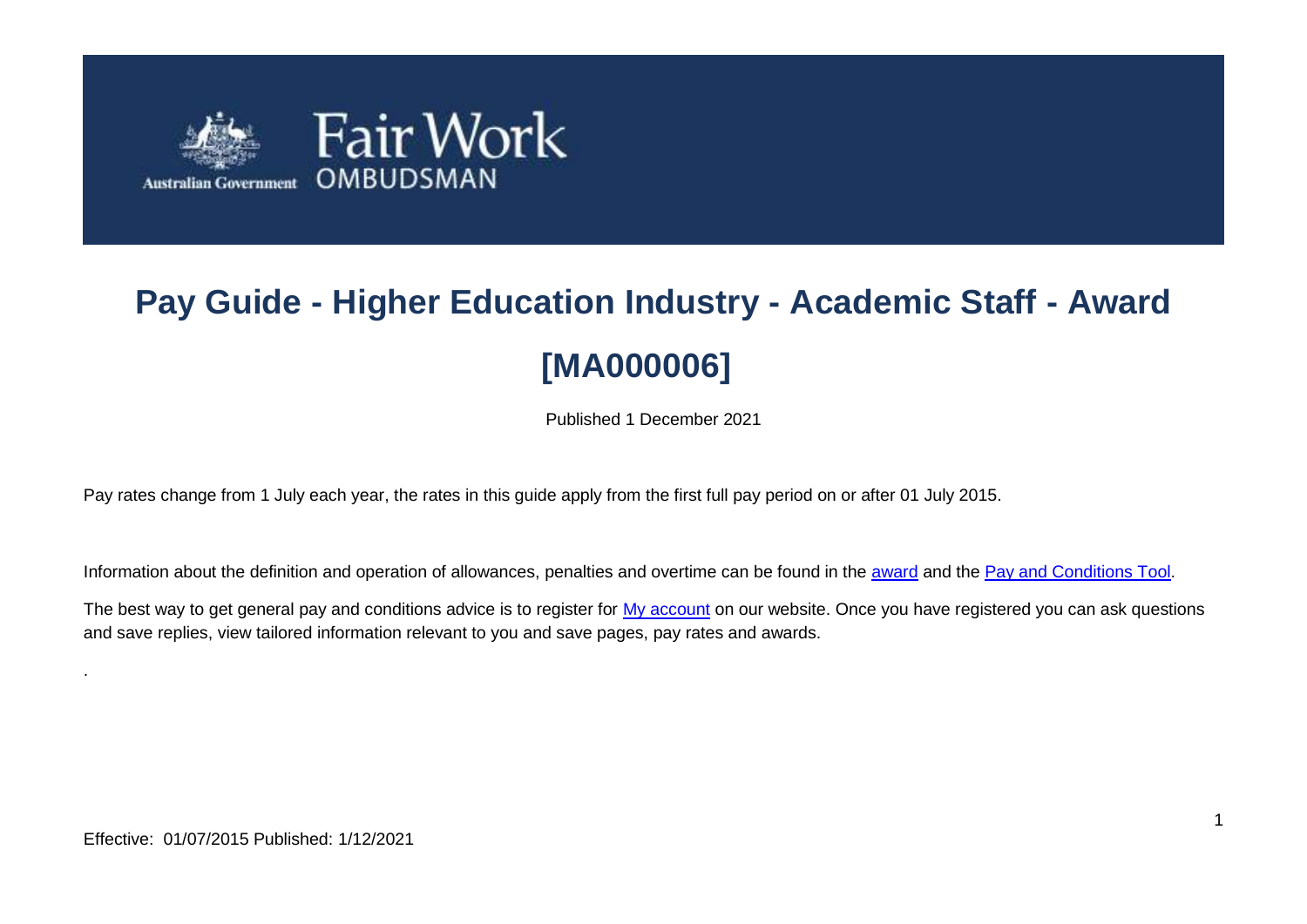# Pay Guide - Higher Education Industry - Academic Staff - Award [MA000006]

Published 1 December 2021

Pay rates change from 1 July each year, the rates in this guide apply from the first full pay period on or after 01 July 2015.

Information about the definition and operation of allowances, penalties and overtime can be found in the [award](award) and the [Pay and Conditions Tool](Pay and Conditions Tool).

The best way to get general pay and conditions advice is to register for [My account](My account) on our website. Once you have registered you can ask questions and save replies, view tailored information relevant to you and save pages, pay rates and awards.

.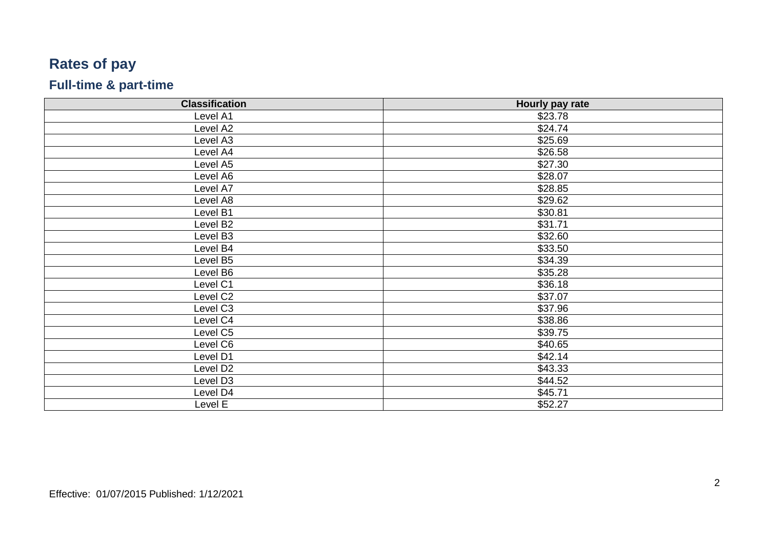# Rates of pay

## Full-time & part-time

| Classification | Hourly pay rate |
|---|---|
| Level A1 | $23.78 |
| Level A2 | $24.74 |
| Level A3 | $25.69 |
| Level A4 | $26.58 |
| Level A5 | $27.30 |
| Level A6 | $28.07 |
| Level A7 | $28.85 |
| Level A8 | $29.62 |
| Level B1 | $30.81 |
| Level B2 | $31.71 |
| Level B3 | $32.60 |
| Level B4 | $33.50 |
| Level B5 | $34.39 |
| Level B6 | $35.28 |
| Level C1 | $36.18 |
| Level C2 | $37.07 |
| Level C3 | $37.96 |
| Level C4 | $38.86 |
| Level C5 | $39.75 |
| Level C6 | $40.65 |
| Level D1 | $42.14 |
| Level D2 | $43.33 |
| Level D3 | $44.52 |
| Level D4 | $45.71 |
| Level E | $52.27 |

Effective: 01/07/2015 Published: 1/12/2021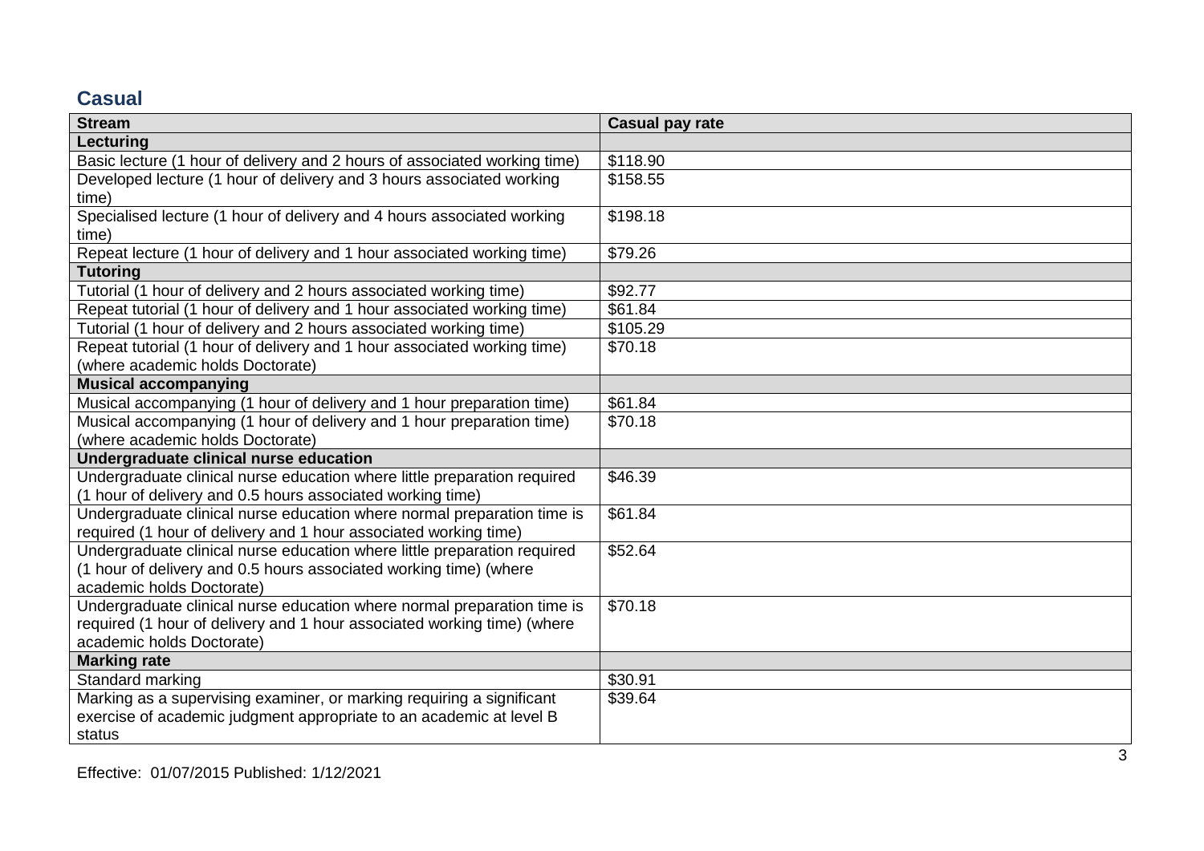## Casual

| Stream | Casual pay rate |
| --- | --- |
| **Lecturing** | |
| Basic lecture (1 hour of delivery and 2 hours of associated working time) | $118.90 |
| Developed lecture (1 hour of delivery and 3 hours associated working time) | $158.55 |
| Specialised lecture (1 hour of delivery and 4 hours associated working time) | $198.18 |
| Repeat lecture (1 hour of delivery and 1 hour associated working time) | $79.26 |
| **Tutoring** | |
| Tutorial (1 hour of delivery and 2 hours associated working time) | $92.77 |
| Repeat tutorial (1 hour of delivery and 1 hour associated working time) | $61.84 |
| Tutorial (1 hour of delivery and 2 hours associated working time) | $105.29 |
| Repeat tutorial (1 hour of delivery and 1 hour associated working time) (where academic holds Doctorate) | $70.18 |
| **Musical accompanying** | |
| Musical accompanying (1 hour of delivery and 1 hour preparation time) | $61.84 |
| Musical accompanying (1 hour of delivery and 1 hour preparation time) (where academic holds Doctorate) | $70.18 |
| **Undergraduate clinical nurse education** | |
| Undergraduate clinical nurse education where little preparation required (1 hour of delivery and 0.5 hours associated working time) | $46.39 |
| Undergraduate clinical nurse education where normal preparation time is required (1 hour of delivery and 1 hour associated working time) | $61.84 |
| Undergraduate clinical nurse education where little preparation required (1 hour of delivery and 0.5 hours associated working time) (where academic holds Doctorate) | $52.64 |
| Undergraduate clinical nurse education where normal preparation time is required (1 hour of delivery and 1 hour associated working time) (where academic holds Doctorate) | $70.18 |
| **Marking rate** | |
| Standard marking | $30.91 |
| Marking as a supervising examiner, or marking requiring a significant exercise of academic judgment appropriate to an academic at level B status | $39.64 |

Effective: 01/07/2015 Published: 1/12/2021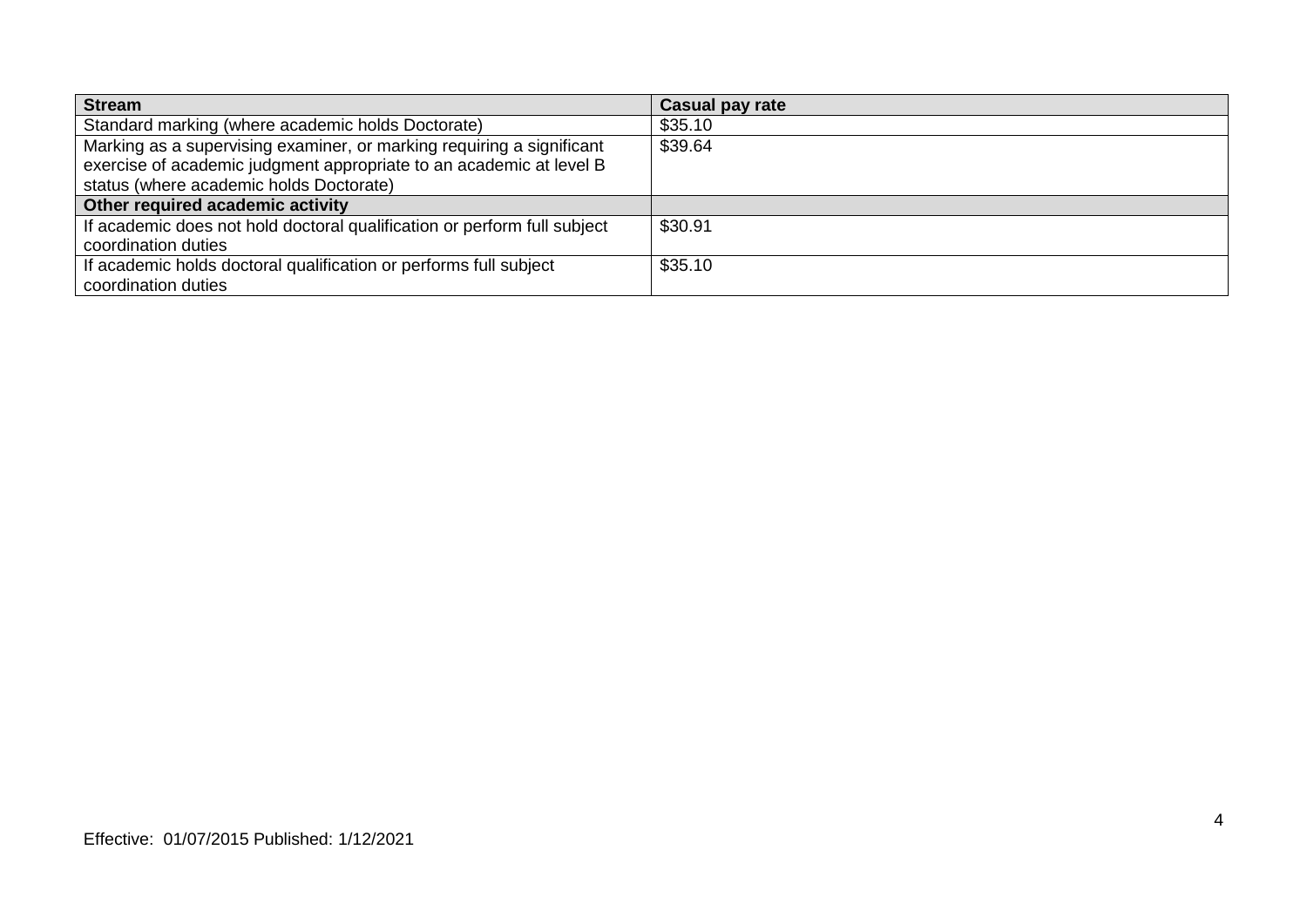| Stream | Casual pay rate |
|---|---|
| Standard marking (where academic holds Doctorate) | $35.10 |
| Marking as a supervising examiner, or marking requiring a significant exercise of academic judgment appropriate to an academic at level B status (where academic holds Doctorate) | $39.64 |
| **Other required academic activity** | |
| If academic does not hold doctoral qualification or perform full subject coordination duties | $30.91 |
| If academic holds doctoral qualification or performs full subject coordination duties | $35.10 |

Effective: 01/07/2015 Published: 1/12/2021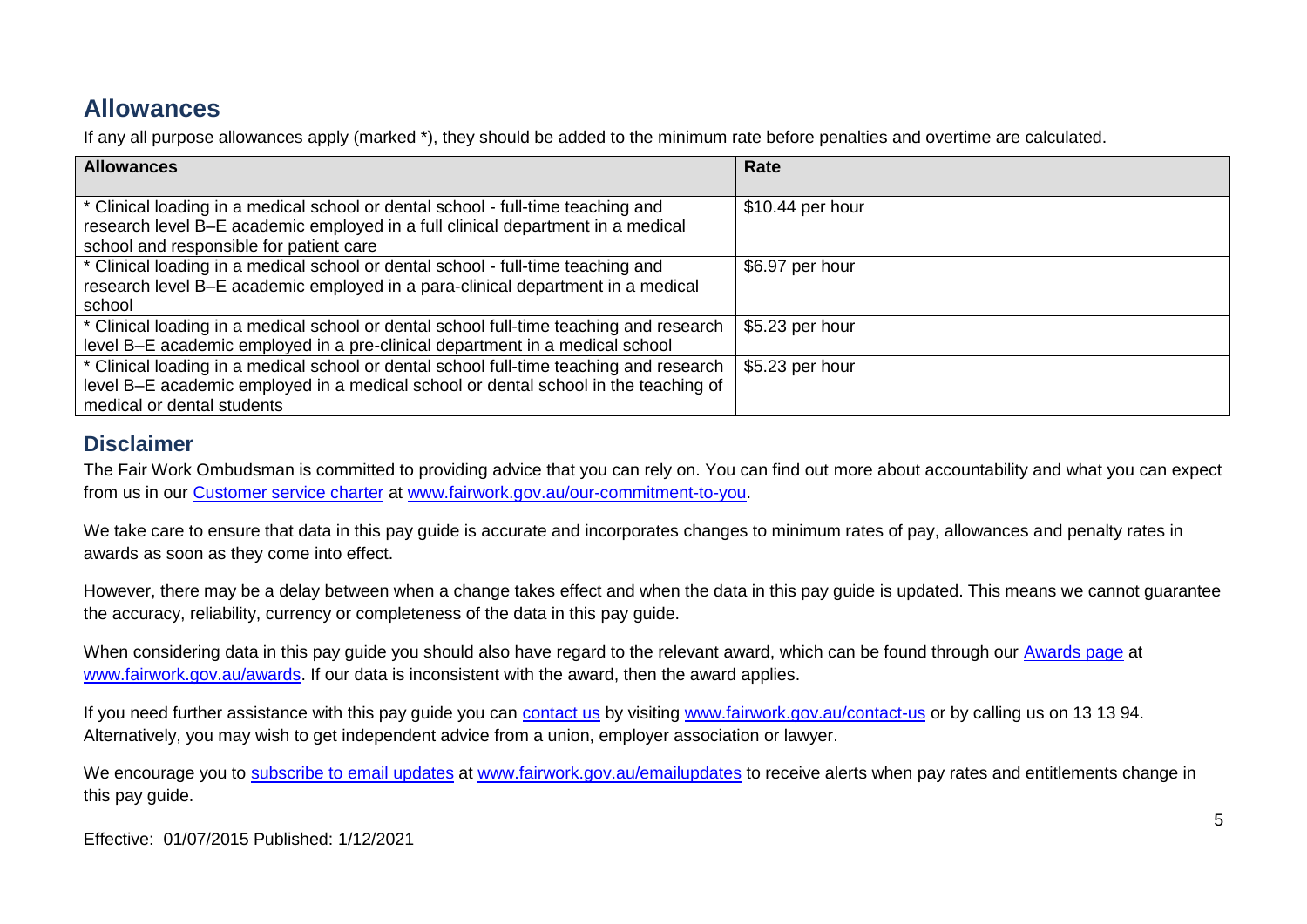## Allowances

If any all purpose allowances apply (marked *), they should be added to the minimum rate before penalties and overtime are calculated.

| Allowances | Rate |
| --- | --- |
| * Clinical loading in a medical school or dental school - full-time teaching and research level B–E academic employed in a full clinical department in a medical school and responsible for patient care | $10.44 per hour |
| * Clinical loading in a medical school or dental school - full-time teaching and research level B–E academic employed in a para-clinical department in a medical school | $6.97 per hour |
| * Clinical loading in a medical school or dental school full-time teaching and research level B–E academic employed in a pre-clinical department in a medical school | $5.23 per hour |
| * Clinical loading in a medical school or dental school full-time teaching and research level B–E academic employed in a medical school or dental school in the teaching of medical or dental students | $5.23 per hour |

## Disclaimer

The Fair Work Ombudsman is committed to providing advice that you can rely on. You can find out more about accountability and what you can expect from us in our [Customer service charter](www.fairwork.gov.au/our-commitment-to-you) at www.fairwork.gov.au/our-commitment-to-you.

We take care to ensure that data in this pay guide is accurate and incorporates changes to minimum rates of pay, allowances and penalty rates in awards as soon as they come into effect.

However, there may be a delay between when a change takes effect and when the data in this pay guide is updated. This means we cannot guarantee the accuracy, reliability, currency or completeness of the data in this pay guide.

When considering data in this pay guide you should also have regard to the relevant award, which can be found through our [Awards page](www.fairwork.gov.au/awards) at www.fairwork.gov.au/awards. If our data is inconsistent with the award, then the award applies.

If you need further assistance with this pay guide you can [contact us](www.fairwork.gov.au/contact-us) by visiting www.fairwork.gov.au/contact-us or by calling us on 13 13 94. Alternatively, you may wish to get independent advice from a union, employer association or lawyer.

We encourage you to [subscribe to email updates](www.fairwork.gov.au/emailupdates) at www.fairwork.gov.au/emailupdates to receive alerts when pay rates and entitlements change in this pay guide.

Effective: 01/07/2015 Published: 1/12/2021